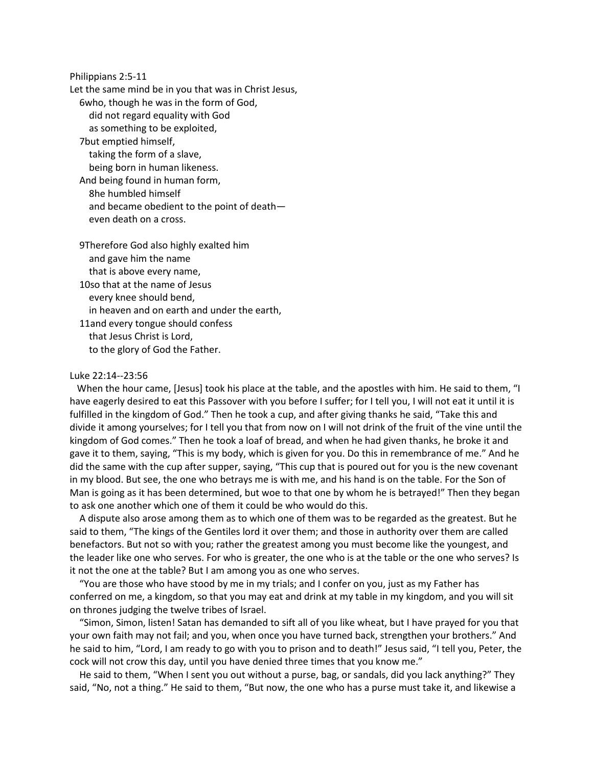Philippians 2:5-11

Let the same mind be in you that was in Christ Jesus,
6who, though he was in the form of God,
did not regard equality with God
as something to be exploited,
7but emptied himself,
taking the form of a slave,
being born in human likeness.
And being found in human form,
8he humbled himself
and became obedient to the point of death—
even death on a cross.

9Therefore God also highly exalted him
and gave him the name
that is above every name,
10so that at the name of Jesus
every knee should bend,
in heaven and on earth and under the earth,
11and every tongue should confess
that Jesus Christ is Lord,
to the glory of God the Father.

Luke 22:14--23:56

When the hour came, [Jesus] took his place at the table, and the apostles with him. He said to them, "I have eagerly desired to eat this Passover with you before I suffer; for I tell you, I will not eat it until it is fulfilled in the kingdom of God." Then he took a cup, and after giving thanks he said, "Take this and divide it among yourselves; for I tell you that from now on I will not drink of the fruit of the vine until the kingdom of God comes." Then he took a loaf of bread, and when he had given thanks, he broke it and gave it to them, saying, "This is my body, which is given for you. Do this in remembrance of me." And he did the same with the cup after supper, saying, "This cup that is poured out for you is the new covenant in my blood. But see, the one who betrays me is with me, and his hand is on the table. For the Son of Man is going as it has been determined, but woe to that one by whom he is betrayed!" Then they began to ask one another which one of them it could be who would do this.

A dispute also arose among them as to which one of them was to be regarded as the greatest. But he said to them, "The kings of the Gentiles lord it over them; and those in authority over them are called benefactors. But not so with you; rather the greatest among you must become like the youngest, and the leader like one who serves. For who is greater, the one who is at the table or the one who serves? Is it not the one at the table? But I am among you as one who serves.

"You are those who have stood by me in my trials; and I confer on you, just as my Father has conferred on me, a kingdom, so that you may eat and drink at my table in my kingdom, and you will sit on thrones judging the twelve tribes of Israel.

"Simon, Simon, listen! Satan has demanded to sift all of you like wheat, but I have prayed for you that your own faith may not fail; and you, when once you have turned back, strengthen your brothers." And he said to him, "Lord, I am ready to go with you to prison and to death!" Jesus said, "I tell you, Peter, the cock will not crow this day, until you have denied three times that you know me."

He said to them, "When I sent you out without a purse, bag, or sandals, did you lack anything?" They said, "No, not a thing." He said to them, "But now, the one who has a purse must take it, and likewise a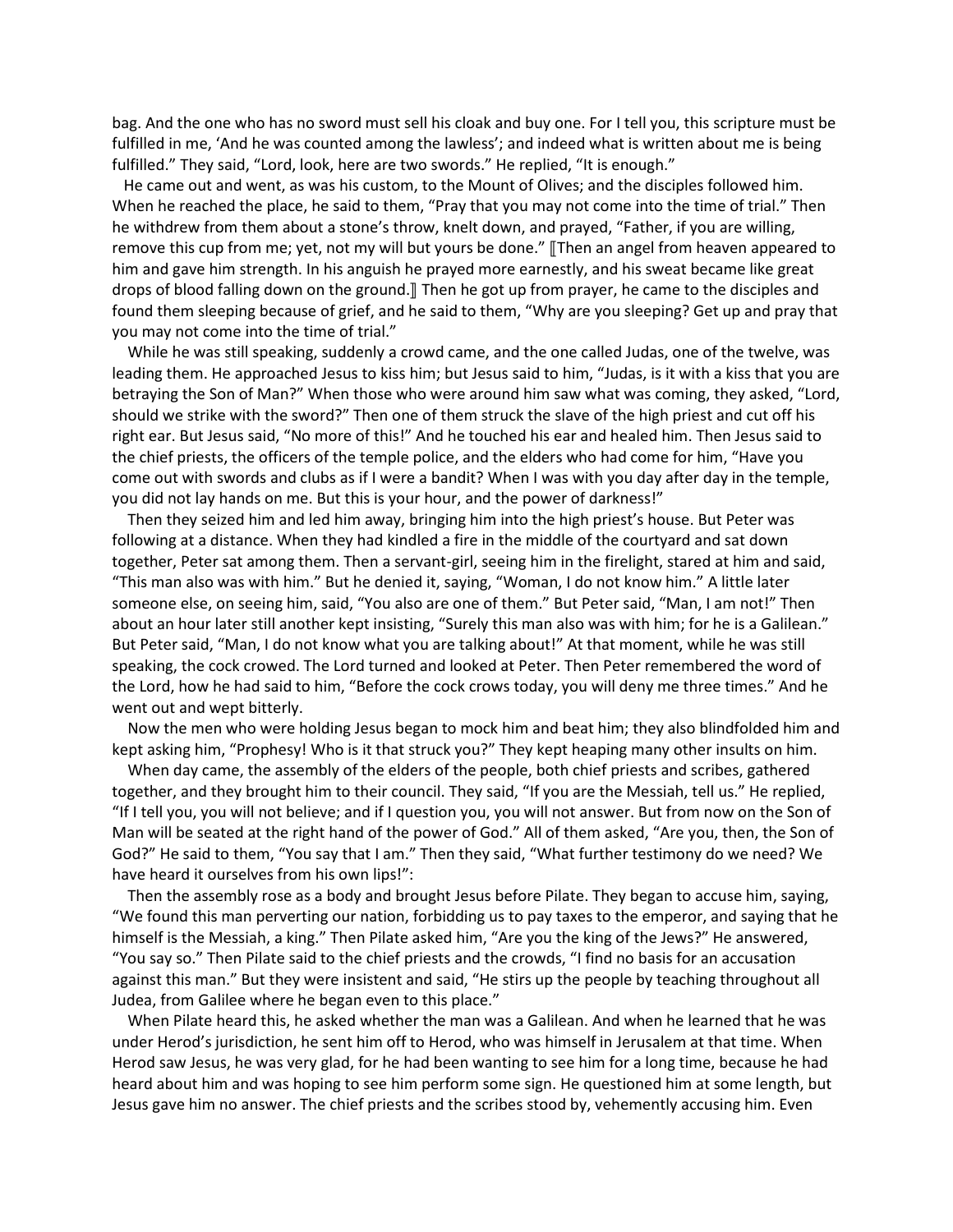bag. And the one who has no sword must sell his cloak and buy one. For I tell you, this scripture must be fulfilled in me, 'And he was counted among the lawless'; and indeed what is written about me is being fulfilled." They said, "Lord, look, here are two swords." He replied, "It is enough."

He came out and went, as was his custom, to the Mount of Olives; and the disciples followed him. When he reached the place, he said to them, "Pray that you may not come into the time of trial." Then he withdrew from them about a stone's throw, knelt down, and prayed, "Father, if you are willing, remove this cup from me; yet, not my will but yours be done." ⟦Then an angel from heaven appeared to him and gave him strength. In his anguish he prayed more earnestly, and his sweat became like great drops of blood falling down on the ground.⟧ Then he got up from prayer, he came to the disciples and found them sleeping because of grief, and he said to them, "Why are you sleeping? Get up and pray that you may not come into the time of trial."

While he was still speaking, suddenly a crowd came, and the one called Judas, one of the twelve, was leading them. He approached Jesus to kiss him; but Jesus said to him, "Judas, is it with a kiss that you are betraying the Son of Man?" When those who were around him saw what was coming, they asked, "Lord, should we strike with the sword?" Then one of them struck the slave of the high priest and cut off his right ear. But Jesus said, "No more of this!" And he touched his ear and healed him. Then Jesus said to the chief priests, the officers of the temple police, and the elders who had come for him, "Have you come out with swords and clubs as if I were a bandit? When I was with you day after day in the temple, you did not lay hands on me. But this is your hour, and the power of darkness!"

Then they seized him and led him away, bringing him into the high priest's house. But Peter was following at a distance. When they had kindled a fire in the middle of the courtyard and sat down together, Peter sat among them. Then a servant-girl, seeing him in the firelight, stared at him and said, "This man also was with him." But he denied it, saying, "Woman, I do not know him." A little later someone else, on seeing him, said, "You also are one of them." But Peter said, "Man, I am not!" Then about an hour later still another kept insisting, "Surely this man also was with him; for he is a Galilean." But Peter said, "Man, I do not know what you are talking about!" At that moment, while he was still speaking, the cock crowed. The Lord turned and looked at Peter. Then Peter remembered the word of the Lord, how he had said to him, "Before the cock crows today, you will deny me three times." And he went out and wept bitterly.

Now the men who were holding Jesus began to mock him and beat him; they also blindfolded him and kept asking him, "Prophesy! Who is it that struck you?" They kept heaping many other insults on him.

When day came, the assembly of the elders of the people, both chief priests and scribes, gathered together, and they brought him to their council. They said, "If you are the Messiah, tell us." He replied, "If I tell you, you will not believe; and if I question you, you will not answer. But from now on the Son of Man will be seated at the right hand of the power of God." All of them asked, "Are you, then, the Son of God?" He said to them, "You say that I am." Then they said, "What further testimony do we need? We have heard it ourselves from his own lips!":

Then the assembly rose as a body and brought Jesus before Pilate. They began to accuse him, saying, "We found this man perverting our nation, forbidding us to pay taxes to the emperor, and saying that he himself is the Messiah, a king." Then Pilate asked him, "Are you the king of the Jews?" He answered, "You say so." Then Pilate said to the chief priests and the crowds, "I find no basis for an accusation against this man." But they were insistent and said, "He stirs up the people by teaching throughout all Judea, from Galilee where he began even to this place."

When Pilate heard this, he asked whether the man was a Galilean. And when he learned that he was under Herod's jurisdiction, he sent him off to Herod, who was himself in Jerusalem at that time. When Herod saw Jesus, he was very glad, for he had been wanting to see him for a long time, because he had heard about him and was hoping to see him perform some sign. He questioned him at some length, but Jesus gave him no answer. The chief priests and the scribes stood by, vehemently accusing him. Even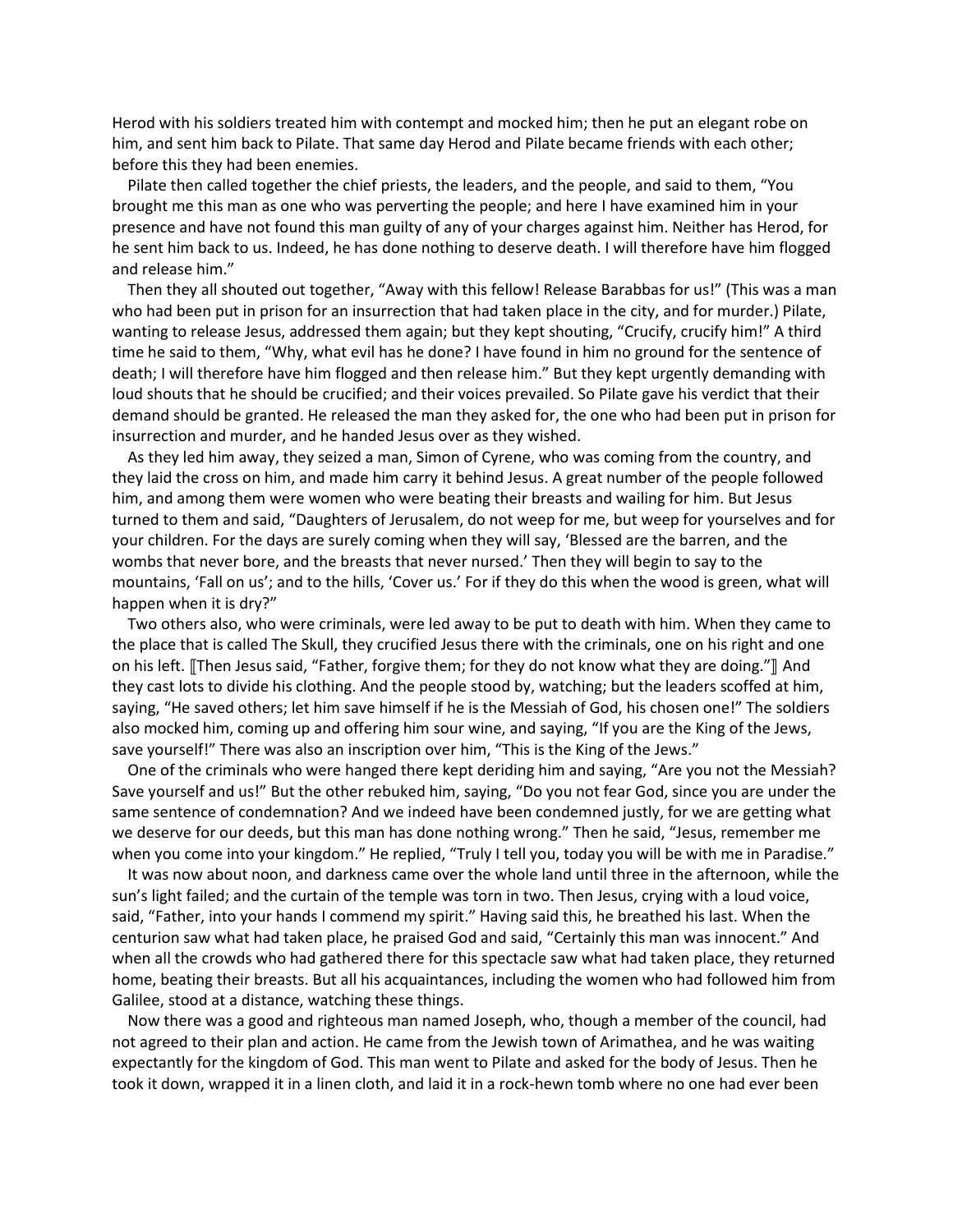Herod with his soldiers treated him with contempt and mocked him; then he put an elegant robe on him, and sent him back to Pilate. That same day Herod and Pilate became friends with each other; before this they had been enemies.

Pilate then called together the chief priests, the leaders, and the people, and said to them, "You brought me this man as one who was perverting the people; and here I have examined him in your presence and have not found this man guilty of any of your charges against him. Neither has Herod, for he sent him back to us. Indeed, he has done nothing to deserve death. I will therefore have him flogged and release him."

Then they all shouted out together, "Away with this fellow! Release Barabbas for us!" (This was a man who had been put in prison for an insurrection that had taken place in the city, and for murder.) Pilate, wanting to release Jesus, addressed them again; but they kept shouting, "Crucify, crucify him!" A third time he said to them, "Why, what evil has he done? I have found in him no ground for the sentence of death; I will therefore have him flogged and then release him." But they kept urgently demanding with loud shouts that he should be crucified; and their voices prevailed. So Pilate gave his verdict that their demand should be granted. He released the man they asked for, the one who had been put in prison for insurrection and murder, and he handed Jesus over as they wished.

As they led him away, they seized a man, Simon of Cyrene, who was coming from the country, and they laid the cross on him, and made him carry it behind Jesus. A great number of the people followed him, and among them were women who were beating their breasts and wailing for him. But Jesus turned to them and said, "Daughters of Jerusalem, do not weep for me, but weep for yourselves and for your children. For the days are surely coming when they will say, 'Blessed are the barren, and the wombs that never bore, and the breasts that never nursed.' Then they will begin to say to the mountains, 'Fall on us'; and to the hills, 'Cover us.' For if they do this when the wood is green, what will happen when it is dry?"

Two others also, who were criminals, were led away to be put to death with him. When they came to the place that is called The Skull, they crucified Jesus there with the criminals, one on his right and one on his left. ⟦Then Jesus said, "Father, forgive them; for they do not know what they are doing."⟧ And they cast lots to divide his clothing. And the people stood by, watching; but the leaders scoffed at him, saying, "He saved others; let him save himself if he is the Messiah of God, his chosen one!" The soldiers also mocked him, coming up and offering him sour wine, and saying, "If you are the King of the Jews, save yourself!" There was also an inscription over him, "This is the King of the Jews."

One of the criminals who were hanged there kept deriding him and saying, "Are you not the Messiah? Save yourself and us!" But the other rebuked him, saying, "Do you not fear God, since you are under the same sentence of condemnation? And we indeed have been condemned justly, for we are getting what we deserve for our deeds, but this man has done nothing wrong." Then he said, "Jesus, remember me when you come into your kingdom." He replied, "Truly I tell you, today you will be with me in Paradise."

It was now about noon, and darkness came over the whole land until three in the afternoon, while the sun's light failed; and the curtain of the temple was torn in two. Then Jesus, crying with a loud voice, said, "Father, into your hands I commend my spirit." Having said this, he breathed his last. When the centurion saw what had taken place, he praised God and said, "Certainly this man was innocent." And when all the crowds who had gathered there for this spectacle saw what had taken place, they returned home, beating their breasts. But all his acquaintances, including the women who had followed him from Galilee, stood at a distance, watching these things.

Now there was a good and righteous man named Joseph, who, though a member of the council, had not agreed to their plan and action. He came from the Jewish town of Arimathea, and he was waiting expectantly for the kingdom of God. This man went to Pilate and asked for the body of Jesus. Then he took it down, wrapped it in a linen cloth, and laid it in a rock-hewn tomb where no one had ever been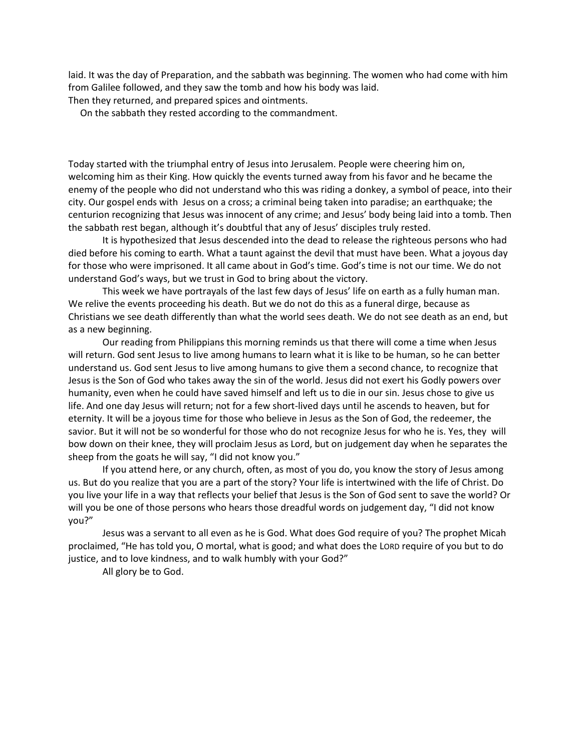laid. It was the day of Preparation, and the sabbath was beginning. The women who had come with him from Galilee followed, and they saw the tomb and how his body was laid.
Then they returned, and prepared spices and ointments.

On the sabbath they rested according to the commandment.

Today started with the triumphal entry of Jesus into Jerusalem. People were cheering him on, welcoming him as their King. How quickly the events turned away from his favor and he became the enemy of the people who did not understand who this was riding a donkey, a symbol of peace, into their city. Our gospel ends with Jesus on a cross; a criminal being taken into paradise; an earthquake; the centurion recognizing that Jesus was innocent of any crime; and Jesus' body being laid into a tomb. Then the sabbath rest began, although it's doubtful that any of Jesus' disciples truly rested.

It is hypothesized that Jesus descended into the dead to release the righteous persons who had died before his coming to earth. What a taunt against the devil that must have been. What a joyous day for those who were imprisoned. It all came about in God's time. God's time is not our time. We do not understand God's ways, but we trust in God to bring about the victory.

This week we have portrayals of the last few days of Jesus' life on earth as a fully human man. We relive the events proceeding his death. But we do not do this as a funeral dirge, because as Christians we see death differently than what the world sees death. We do not see death as an end, but as a new beginning.

Our reading from Philippians this morning reminds us that there will come a time when Jesus will return. God sent Jesus to live among humans to learn what it is like to be human, so he can better understand us. God sent Jesus to live among humans to give them a second chance, to recognize that Jesus is the Son of God who takes away the sin of the world. Jesus did not exert his Godly powers over humanity, even when he could have saved himself and left us to die in our sin. Jesus chose to give us life. And one day Jesus will return; not for a few short-lived days until he ascends to heaven, but for eternity. It will be a joyous time for those who believe in Jesus as the Son of God, the redeemer, the savior. But it will not be so wonderful for those who do not recognize Jesus for who he is. Yes, they will bow down on their knee, they will proclaim Jesus as Lord, but on judgement day when he separates the sheep from the goats he will say, "I did not know you."

If you attend here, or any church, often, as most of you do, you know the story of Jesus among us. But do you realize that you are a part of the story? Your life is intertwined with the life of Christ. Do you live your life in a way that reflects your belief that Jesus is the Son of God sent to save the world? Or will you be one of those persons who hears those dreadful words on judgement day, "I did not know you?"

Jesus was a servant to all even as he is God. What does God require of you? The prophet Micah proclaimed, "He has told you, O mortal, what is good; and what does the LORD require of you but to do justice, and to love kindness, and to walk humbly with your God?"

All glory be to God.